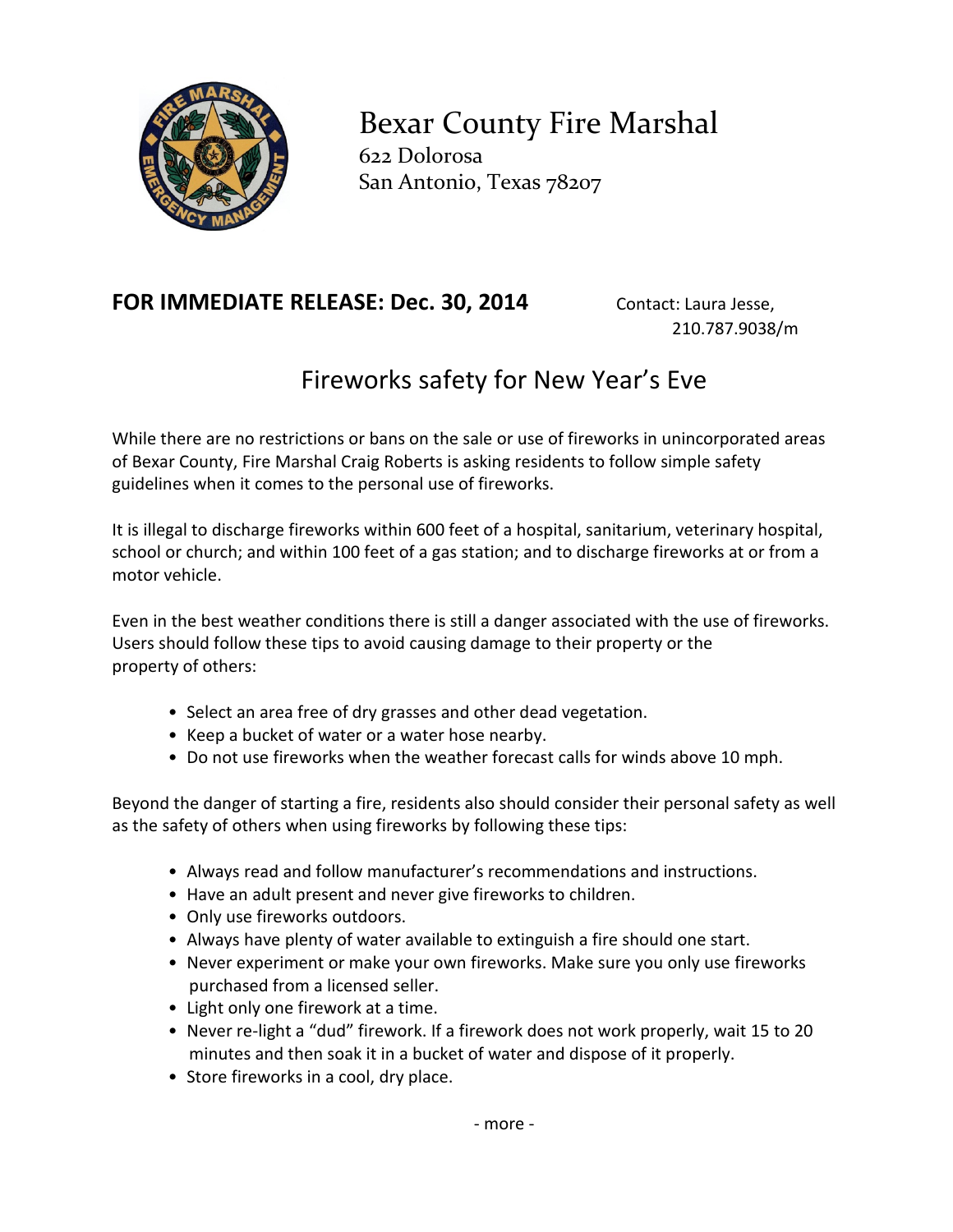# Bexar County Fire Marshal

622 Dolorosa
San Antonio, Texas 78207

**FOR IMMEDIATE RELEASE: Dec. 30, 2014**

Contact: Laura Jesse,
210.787.9038/m

## Fireworks safety for New Year's Eve

While there are no restrictions or bans on the sale or use of fireworks in unincorporated areas of Bexar County, Fire Marshal Craig Roberts is asking residents to follow simple safety guidelines when it comes to the personal use of fireworks.

It is illegal to discharge fireworks within 600 feet of a hospital, sanitarium, veterinary hospital, school or church; and within 100 feet of a gas station; and to discharge fireworks at or from a motor vehicle.

Even in the best weather conditions there is still a danger associated with the use of fireworks. Users should follow these tips to avoid causing damage to their property or the property of others:

- Select an area free of dry grasses and other dead vegetation.
- Keep a bucket of water or a water hose nearby.
- Do not use fireworks when the weather forecast calls for winds above 10 mph.

Beyond the danger of starting a fire, residents also should consider their personal safety as well as the safety of others when using fireworks by following these tips:

- Always read and follow manufacturer's recommendations and instructions.
- Have an adult present and never give fireworks to children.
- Only use fireworks outdoors.
- Always have plenty of water available to extinguish a fire should one start.
- Never experiment or make your own fireworks. Make sure you only use fireworks purchased from a licensed seller.
- Light only one firework at a time.
- Never re-light a "dud" firework. If a firework does not work properly, wait 15 to 20 minutes and then soak it in a bucket of water and dispose of it properly.
- Store fireworks in a cool, dry place.

- more -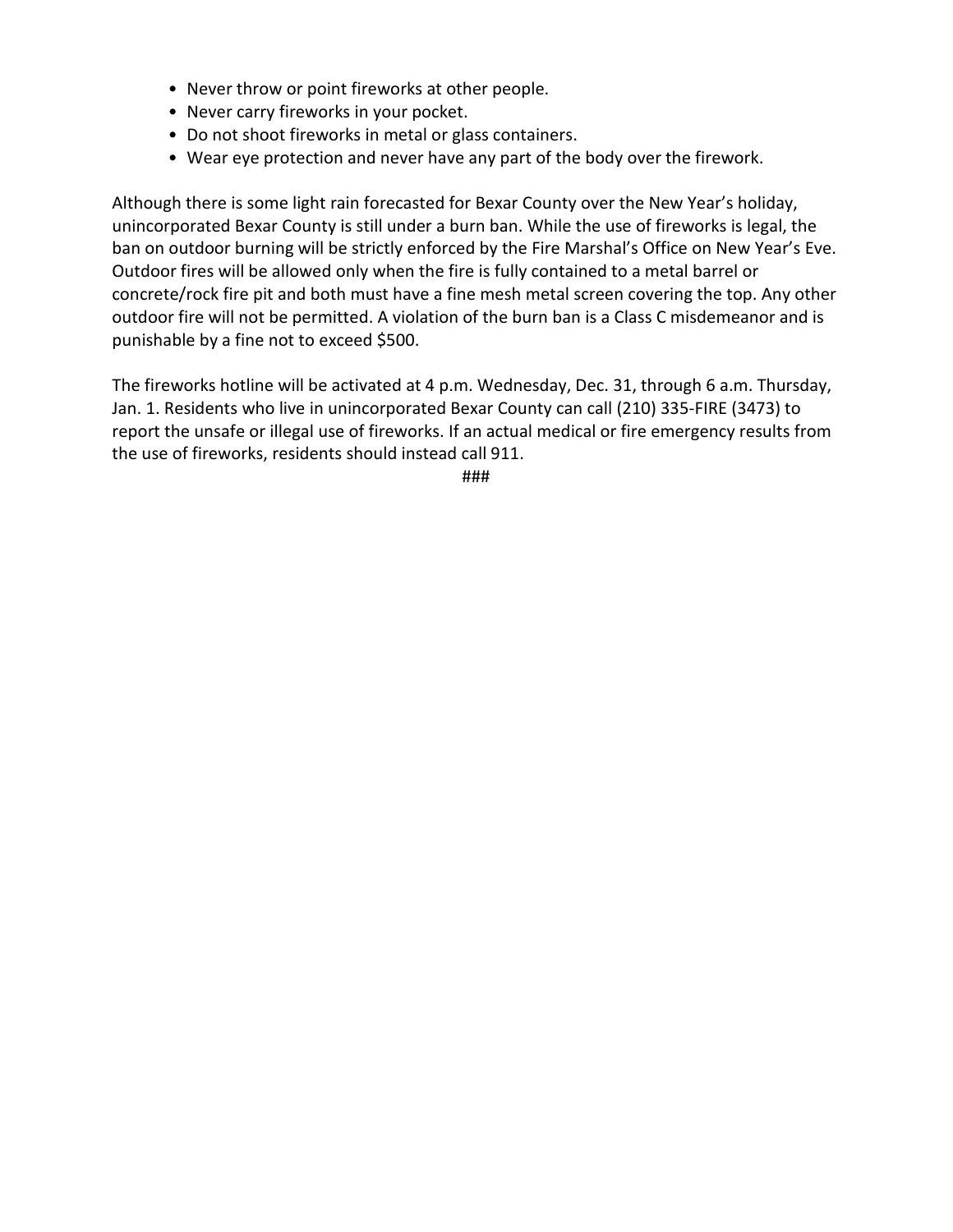- Never throw or point fireworks at other people.
- Never carry fireworks in your pocket.
- Do not shoot fireworks in metal or glass containers.
- Wear eye protection and never have any part of the body over the firework.

Although there is some light rain forecasted for Bexar County over the New Year's holiday, unincorporated Bexar County is still under a burn ban. While the use of fireworks is legal, the ban on outdoor burning will be strictly enforced by the Fire Marshal's Office on New Year's Eve. Outdoor fires will be allowed only when the fire is fully contained to a metal barrel or concrete/rock fire pit and both must have a fine mesh metal screen covering the top. Any other outdoor fire will not be permitted. A violation of the burn ban is a Class C misdemeanor and is punishable by a fine not to exceed $500.

The fireworks hotline will be activated at 4 p.m. Wednesday, Dec. 31, through 6 a.m. Thursday, Jan. 1. Residents who live in unincorporated Bexar County can call (210) 335-FIRE (3473) to report the unsafe or illegal use of fireworks. If an actual medical or fire emergency results from the use of fireworks, residents should instead call 911.

###